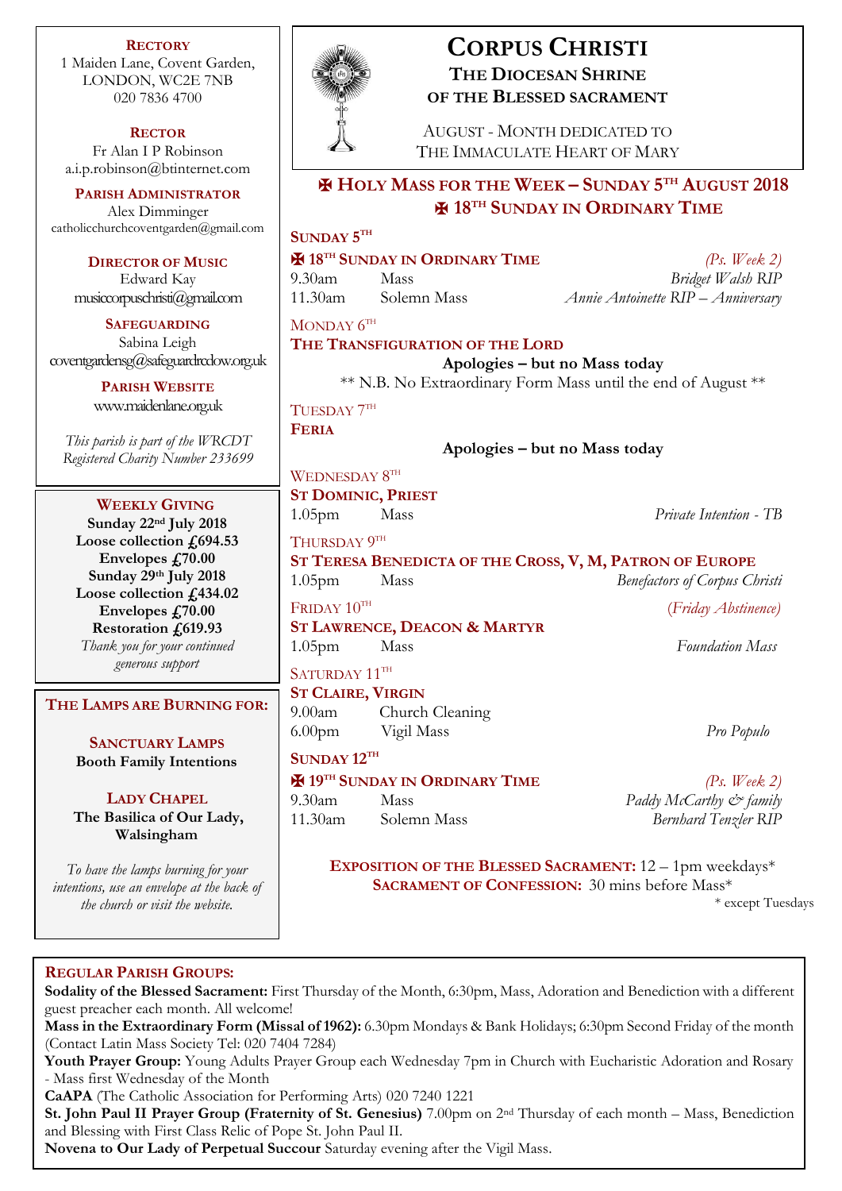# CORPUS CHRISTI

## THE DIOCESAN SHRINE OF THE BLESSED SACRAMENT

AUGUST - MONTH DEDICATED TO THE IMMACULATE HEART OF MARY

## ✠ HOLY MASS FOR THE WEEK – SUNDAY 5TH AUGUST 2018
## ✠ 18TH SUNDAY IN ORDINARY TIME

**SUNDAY 5TH**

**✠ 18TH SUNDAY IN ORDINARY TIME** *(Ps. Week 2)*

| | | |
|---|---|---|
| 9.30am | Mass | *Bridget Walsh RIP* |
| 11.30am | Solemn Mass | *Annie Antoinette RIP – Anniversary* |

**MONDAY 6TH**

**THE TRANSFIGURATION OF THE LORD**

**Apologies – but no Mass today**

** N.B. No Extraordinary Form Mass until the end of August **

**TUESDAY 7TH**

**FERIA**

**Apologies – but no Mass today**

**WEDNESDAY 8TH**

**ST DOMINIC, PRIEST**

| | | |
|---|---|---|
| 1.05pm | Mass | *Private Intention - TB* |

**THURSDAY 9TH**

**ST TERESA BENEDICTA OF THE CROSS, V, M, PATRON OF EUROPE**

| | | |
|---|---|---|
| 1.05pm | Mass | *Benefactors of Corpus Christi* |

**FRIDAY 10TH** *(Friday Abstinence)*

**ST LAWRENCE, DEACON & MARTYR**

| | | |
|---|---|---|
| 1.05pm | Mass | *Foundation Mass* |

**SATURDAY 11TH**

**ST CLAIRE, VIRGIN**

| | | |
|---|---|---|
| 9.00am | Church Cleaning | |
| 6.00pm | Vigil Mass | *Pro Populo* |

**SUNDAY 12TH**

**✠ 19TH SUNDAY IN ORDINARY TIME** *(Ps. Week 2)*

| | | |
|---|---|---|
| 9.30am | Mass | *Paddy McCarthy & family* |
| 11.30am | Solemn Mass | *Bernhard Tenzler RIP* |

**EXPOSITION OF THE BLESSED SACRAMENT:** 12 – 1pm weekdays*
**SACRAMENT OF CONFESSION:** 30 mins before Mass*
* except Tuesdays

---

**RECTORY**
1 Maiden Lane, Covent Garden, LONDON, WC2E 7NB
020 7836 4700

**RECTOR**
Fr Alan I P Robinson
a.i.p.robinson@btinternet.com

**PARISH ADMINISTRATOR**
Alex Dimminger
catholicchurchcoventgarden@gmail.com

**DIRECTOR OF MUSIC**
Edward Kay
musiccorpuschristi@gmail.com

**SAFEGUARDING**
Sabina Leigh
coventgardensg@safeguardrcdow.org.uk

**PARISH WEBSITE**
www.maidenlane.org.uk

*This parish is part of the WRCDT Registered Charity Number 233699*

---

**WEEKLY GIVING**

**Sunday 22nd July 2018**
**Loose collection £694.53**
**Envelopes £70.00**
**Sunday 29th July 2018**
**Loose collection £434.02**
**Envelopes £70.00**
**Restoration £619.93**

*Thank you for your continued generous support*

---

**THE LAMPS ARE BURNING FOR:**

**SANCTUARY LAMPS**
**Booth Family Intentions**

**LADY CHAPEL**
**The Basilica of Our Lady, Walsingham**

*To have the lamps burning for your intentions, use an envelope at the back of the church or visit the website.*

---

**REGULAR PARISH GROUPS:**

**Sodality of the Blessed Sacrament:** First Thursday of the Month, 6:30pm, Mass, Adoration and Benediction with a different guest preacher each month. All welcome!

**Mass in the Extraordinary Form (Missal of 1962):** 6.30pm Mondays & Bank Holidays; 6:30pm Second Friday of the month (Contact Latin Mass Society Tel: 020 7404 7284)

**Youth Prayer Group:** Young Adults Prayer Group each Wednesday 7pm in Church with Eucharistic Adoration and Rosary - Mass first Wednesday of the Month

**CaAPA** (The Catholic Association for Performing Arts) 020 7240 1221

**St. John Paul II Prayer Group (Fraternity of St. Genesius)** 7.00pm on 2nd Thursday of each month – Mass, Benediction and Blessing with First Class Relic of Pope St. John Paul II.

**Novena to Our Lady of Perpetual Succour** Saturday evening after the Vigil Mass.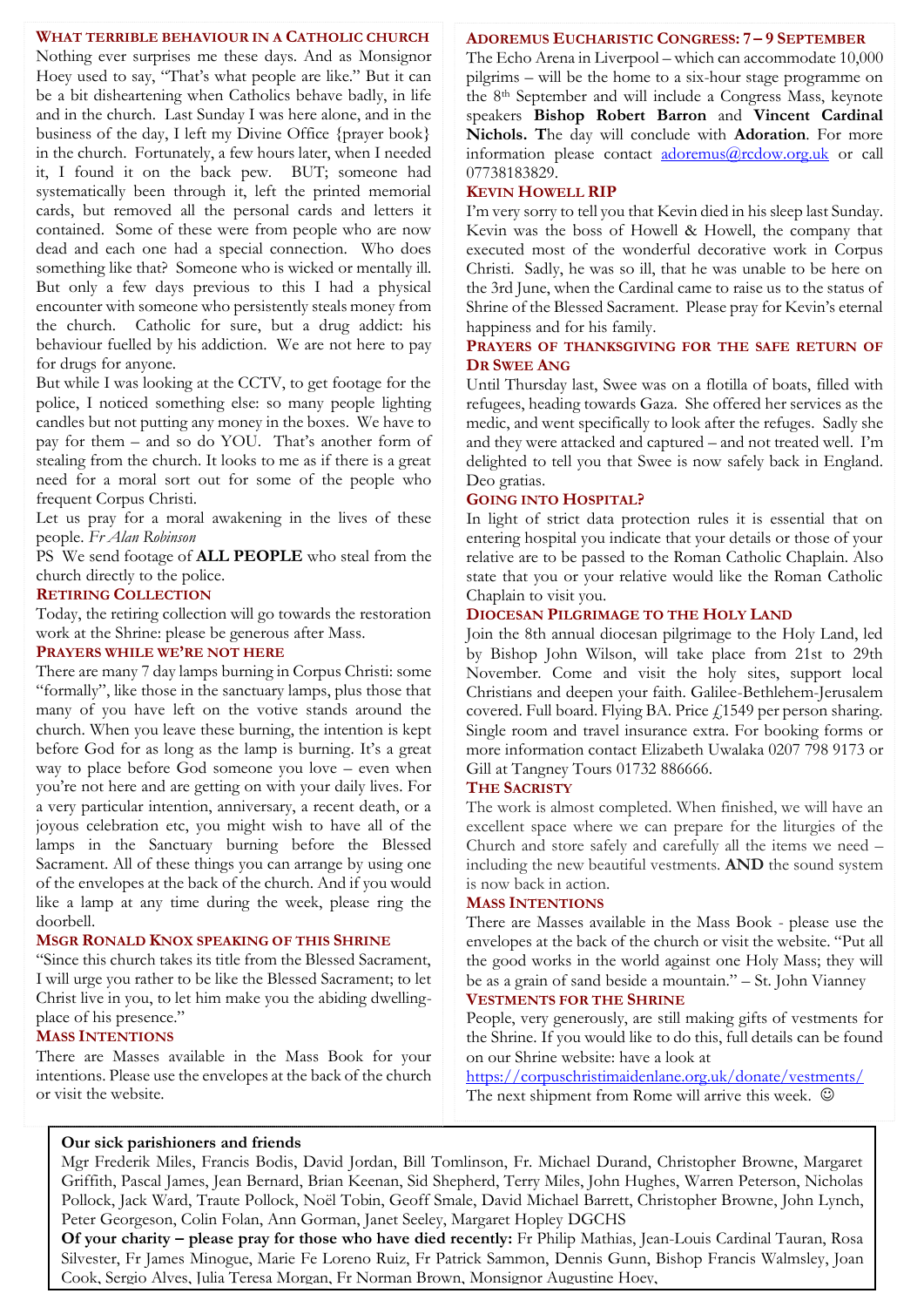## What terrible behaviour in a Catholic church

Nothing ever surprises me these days. And as Monsignor Hoey used to say, "That's what people are like." But it can be a bit disheartening when Catholics behave badly, in life and in the church. Last Sunday I was here alone, and in the business of the day, I left my Divine Office {prayer book} in the church. Fortunately, a few hours later, when I needed it, I found it on the back pew. BUT; someone had systematically been through it, left the printed memorial cards, but removed all the personal cards and letters it contained. Some of these were from people who are now dead and each one had a special connection. Who does something like that? Someone who is wicked or mentally ill. But only a few days previous to this I had a physical encounter with someone who persistently steals money from the church. Catholic for sure, but a drug addict: his behaviour fuelled by his addiction. We are not here to pay for drugs for anyone.

But while I was looking at the CCTV, to get footage for the police, I noticed something else: so many people lighting candles but not putting any money in the boxes. We have to pay for them – and so do YOU. That's another form of stealing from the church. It looks to me as if there is a great need for a moral sort out for some of the people who frequent Corpus Christi.

Let us pray for a moral awakening in the lives of these people. *Fr Alan Robinson*

PS We send footage of **ALL PEOPLE** who steal from the church directly to the police.

## Retiring Collection

Today, the retiring collection will go towards the restoration work at the Shrine: please be generous after Mass.

## Prayers while we're not here

There are many 7 day lamps burning in Corpus Christi: some "formally", like those in the sanctuary lamps, plus those that many of you have left on the votive stands around the church. When you leave these burning, the intention is kept before God for as long as the lamp is burning. It's a great way to place before God someone you love – even when you're not here and are getting on with your daily lives. For a very particular intention, anniversary, a recent death, or a joyous celebration etc, you might wish to have all of the lamps in the Sanctuary burning before the Blessed Sacrament. All of these things you can arrange by using one of the envelopes at the back of the church. And if you would like a lamp at any time during the week, please ring the doorbell.

## Msgr Ronald Knox speaking of this Shrine

"Since this church takes its title from the Blessed Sacrament, I will urge you rather to be like the Blessed Sacrament; to let Christ live in you, to let him make you the abiding dwelling-place of his presence."

## Mass Intentions

There are Masses available in the Mass Book for your intentions. Please use the envelopes at the back of the church or visit the website.

## Adoremus Eucharistic Congress: 7 – 9 September

The Echo Arena in Liverpool – which can accommodate 10,000 pilgrims – will be the home to a six-hour stage programme on the 8th September and will include a Congress Mass, keynote speakers **Bishop Robert Barron** and **Vincent Cardinal Nichols. T**he day will conclude with **Adoration**. For more information please contact adoremus@rcdow.org.uk or call 07738183829.

## Kevin Howell RIP

I'm very sorry to tell you that Kevin died in his sleep last Sunday. Kevin was the boss of Howell & Howell, the company that executed most of the wonderful decorative work in Corpus Christi. Sadly, he was so ill, that he was unable to be here on the 3rd June, when the Cardinal came to raise us to the status of Shrine of the Blessed Sacrament. Please pray for Kevin's eternal happiness and for his family.

## Prayers of thanksgiving for the safe return of Dr Swee Ang

Until Thursday last, Swee was on a flotilla of boats, filled with refugees, heading towards Gaza. She offered her services as the medic, and went specifically to look after the refuges. Sadly she and they were attacked and captured – and not treated well. I'm delighted to tell you that Swee is now safely back in England. Deo gratias.

## Going into Hospital?

In light of strict data protection rules it is essential that on entering hospital you indicate that your details or those of your relative are to be passed to the Roman Catholic Chaplain. Also state that you or your relative would like the Roman Catholic Chaplain to visit you.

## Diocesan Pilgrimage to the Holy Land

Join the 8th annual diocesan pilgrimage to the Holy Land, led by Bishop John Wilson, will take place from 21st to 29th November. Come and visit the holy sites, support local Christians and deepen your faith. Galilee-Bethlehem-Jerusalem covered. Full board. Flying BA. Price £1549 per person sharing. Single room and travel insurance extra. For booking forms or more information contact Elizabeth Uwalaka 0207 798 9173 or Gill at Tangney Tours 01732 886666.

## The Sacristy

The work is almost completed. When finished, we will have an excellent space where we can prepare for the liturgies of the Church and store safely and carefully all the items we need – including the new beautiful vestments. **AND** the sound system is now back in action.

## Mass Intentions

There are Masses available in the Mass Book - please use the envelopes at the back of the church or visit the website. "Put all the good works in the world against one Holy Mass; they will be as a grain of sand beside a mountain." – St. John Vianney

## Vestments for the Shrine

People, very generously, are still making gifts of vestments for the Shrine. If you would like to do this, full details can be found on our Shrine website: have a look at https://corpuschristimaidenlane.org.uk/donate/vestments/

The next shipment from Rome will arrive this week. ☺

**Our sick parishioners and friends**

Mgr Frederik Miles, Francis Bodis, David Jordan, Bill Tomlinson, Fr. Michael Durand, Christopher Browne, Margaret Griffith, Pascal James, Jean Bernard, Brian Keenan, Sid Shepherd, Terry Miles, John Hughes, Warren Peterson, Nicholas Pollock, Jack Ward, Traute Pollock, Noël Tobin, Geoff Smale, David Michael Barrett, Christopher Browne, John Lynch, Peter Georgeson, Colin Folan, Ann Gorman, Janet Seeley, Margaret Hopley DGCHS

**Of your charity – please pray for those who have died recently:** Fr Philip Mathias, Jean-Louis Cardinal Tauran, Rosa Silvester, Fr James Minogue, Marie Fe Loreno Ruiz, Fr Patrick Sammon, Dennis Gunn, Bishop Francis Walmsley, Joan Cook, Sergio Alves, Julia Teresa Morgan, Fr Norman Brown, Monsignor Augustine Hoey,